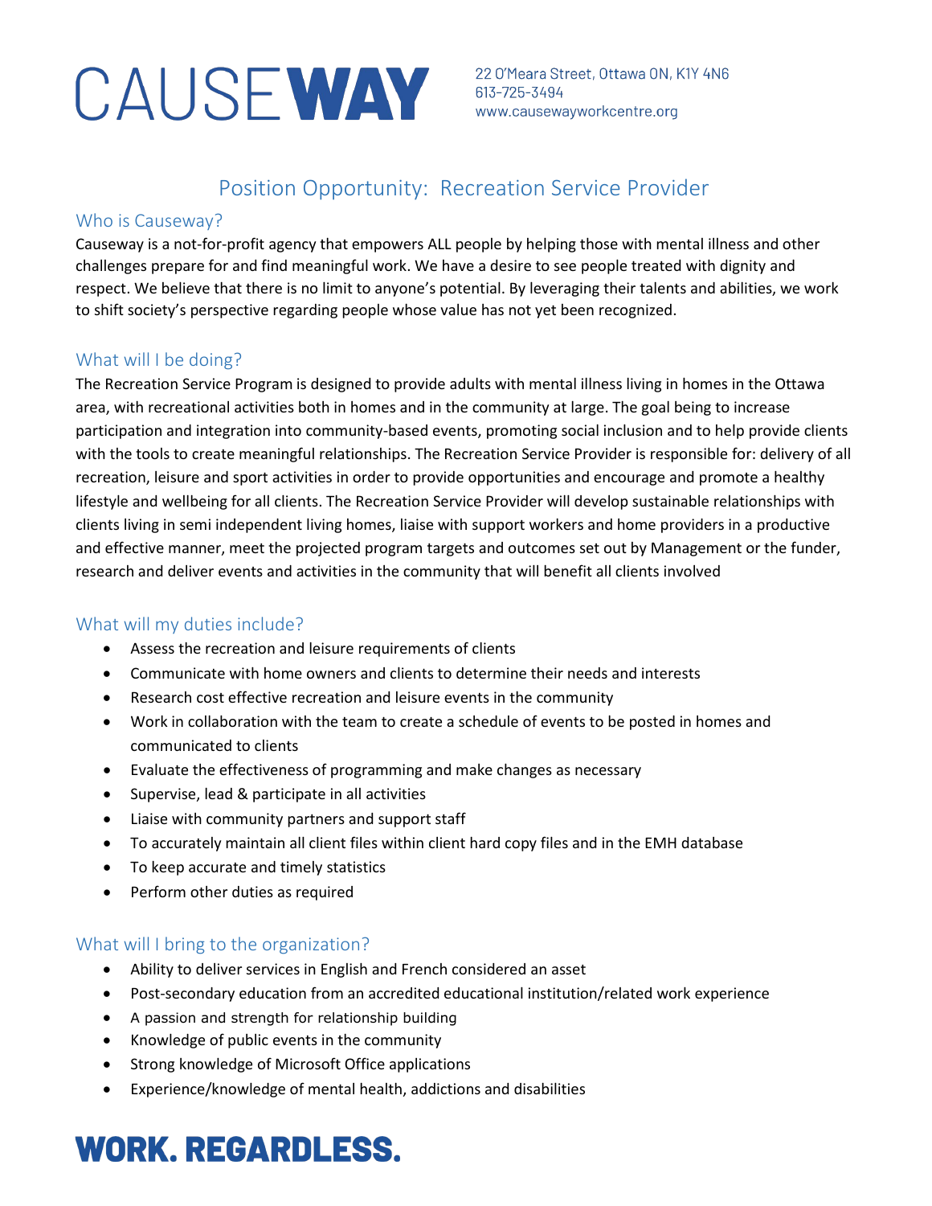# CAUSEWAY

22 O'Meara Street, Ottawa ON, K1Y 4N6
613-725-3494
www.causewayworkcentre.org

## Position Opportunity: Recreation Service Provider

### Who is Causeway?

Causeway is a not-for-profit agency that empowers ALL people by helping those with mental illness and other challenges prepare for and find meaningful work. We have a desire to see people treated with dignity and respect. We believe that there is no limit to anyone's potential. By leveraging their talents and abilities, we work to shift society's perspective regarding people whose value has not yet been recognized.

### What will I be doing?

The Recreation Service Program is designed to provide adults with mental illness living in homes in the Ottawa area, with recreational activities both in homes and in the community at large. The goal being to increase participation and integration into community-based events, promoting social inclusion and to help provide clients with the tools to create meaningful relationships. The Recreation Service Provider is responsible for: delivery of all recreation, leisure and sport activities in order to provide opportunities and encourage and promote a healthy lifestyle and wellbeing for all clients. The Recreation Service Provider will develop sustainable relationships with clients living in semi independent living homes, liaise with support workers and home providers in a productive and effective manner, meet the projected program targets and outcomes set out by Management or the funder, research and deliver events and activities in the community that will benefit all clients involved

### What will my duties include?

- Assess the recreation and leisure requirements of clients
- Communicate with home owners and clients to determine their needs and interests
- Research cost effective recreation and leisure events in the community
- Work in collaboration with the team to create a schedule of events to be posted in homes and communicated to clients
- Evaluate the effectiveness of programming and make changes as necessary
- Supervise, lead & participate in all activities
- Liaise with community partners and support staff
- To accurately maintain all client files within client hard copy files and in the EMH database
- To keep accurate and timely statistics
- Perform other duties as required

### What will I bring to the organization?

- Ability to deliver services in English and French considered an asset
- Post-secondary education from an accredited educational institution/related work experience
- A passion and strength for relationship building
- Knowledge of public events in the community
- Strong knowledge of Microsoft Office applications
- Experience/knowledge of mental health, addictions and disabilities

**WORK. REGARDLESS.**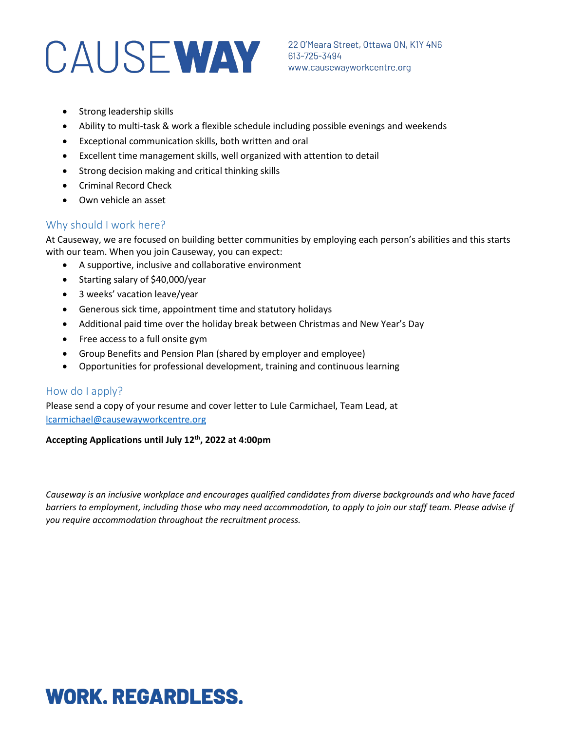- Strong leadership skills
- Ability to multi-task & work a flexible schedule including possible evenings and weekends
- Exceptional communication skills, both written and oral
- Excellent time management skills, well organized with attention to detail
- Strong decision making and critical thinking skills
- Criminal Record Check
- Own vehicle an asset

## Why should I work here?

At Causeway, we are focused on building better communities by employing each person's abilities and this starts with our team. When you join Causeway, you can expect:

- A supportive, inclusive and collaborative environment
- Starting salary of $40,000/year
- 3 weeks' vacation leave/year
- Generous sick time, appointment time and statutory holidays
- Additional paid time over the holiday break between Christmas and New Year's Day
- Free access to a full onsite gym
- Group Benefits and Pension Plan (shared by employer and employee)
- Opportunities for professional development, training and continuous learning

## How do I apply?

Please send a copy of your resume and cover letter to Lule Carmichael, Team Lead, at lcarmichael@causewayworkcentre.org

**Accepting Applications until July 12th, 2022 at 4:00pm**

*Causeway is an inclusive workplace and encourages qualified candidates from diverse backgrounds and who have faced barriers to employment, including those who may need accommodation, to apply to join our staff team. Please advise if you require accommodation throughout the recruitment process.*

**WORK. REGARDLESS.**